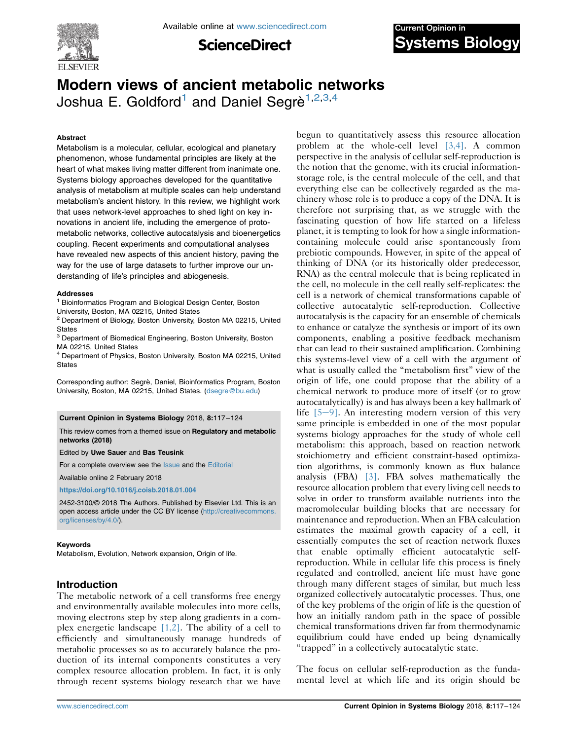# Modern views of ancient metabolic networks

Joshua E. Goldford[1] and Daniel Segrè[1,2,3,4]

### Abstract

Metabolism is a molecular, cellular, ecological and planetary phenomenon, whose fundamental principles are likely at the heart of what makes living matter different from inanimate one. Systems biology approaches developed for the quantitative analysis of metabolism at multiple scales can help understand metabolism's ancient history. In this review, we highlight work that uses network-level approaches to shed light on key innovations in ancient life, including the emergence of proto-metabolic networks, collective autocatalysis and bioenergetics coupling. Recent experiments and computational analyses have revealed new aspects of this ancient history, paving the way for the use of large datasets to further improve our understanding of life's principles and abiogenesis.

### Addresses

[1] Bioinformatics Program and Biological Design Center, Boston University, Boston, MA 02215, United States
[2] Department of Biology, Boston University, Boston MA 02215, United States
[3] Department of Biomedical Engineering, Boston University, Boston MA 02215, United States
[4] Department of Physics, Boston University, Boston MA 02215, United States

Corresponding author: Segrè, Daniel, Bioinformatics Program, Boston University, Boston, MA 02215, United States. (dsegre@bu.edu)

**Current Opinion in Systems Biology** 2018, **8**:117–124

This review comes from a themed issue on **Regulatory and metabolic networks (2018)**

Edited by **Uwe Sauer** and **Bas Teusink**

For a complete overview see the Issue and the Editorial

Available online 2 February 2018

**https://doi.org/10.1016/j.coisb.2018.01.004**

2452-3100/© 2018 The Authors. Published by Elsevier Ltd. This is an open access article under the CC BY license (http://creativecommons.org/licenses/by/4.0/).

### Keywords

Metabolism, Evolution, Network expansion, Origin of life.

## Introduction

The metabolic network of a cell transforms free energy and environmentally available molecules into more cells, moving electrons step by step along gradients in a complex energetic landscape [1,2]. The ability of a cell to efficiently and simultaneously manage hundreds of metabolic processes so as to accurately balance the production of its internal components constitutes a very complex resource allocation problem. In fact, it is only through recent systems biology research that we have begun to quantitatively assess this resource allocation problem at the whole-cell level [3,4]. A common perspective in the analysis of cellular self-reproduction is the notion that the genome, with its crucial information-storage role, is the central molecule of the cell, and that everything else can be collectively regarded as the machinery whose role is to produce a copy of the DNA. It is therefore not surprising that, as we struggle with the fascinating question of how life started on a lifeless planet, it is tempting to look for how a single information-containing molecule could arise spontaneously from prebiotic compounds. However, in spite of the appeal of thinking of DNA (or its historically older predecessor, RNA) as the central molecule that is being replicated in the cell, no molecule in the cell really self-replicates: the cell is a network of chemical transformations capable of collective autocatalytic self-reproduction. Collective autocatalysis is the capacity for an ensemble of chemicals to enhance or catalyze the synthesis or import of its own components, enabling a positive feedback mechanism that can lead to their sustained amplification. Combining this systems-level view of a cell with the argument of what is usually called the "metabolism first" view of the origin of life, one could propose that the ability of a chemical network to produce more of itself (or to grow autocatalytically) is and has always been a key hallmark of life [5–9]. An interesting modern version of this very same principle is embedded in one of the most popular systems biology approaches for the study of whole cell metabolism: this approach, based on reaction network stoichiometry and efficient constraint-based optimization algorithms, is commonly known as flux balance analysis (FBA) [3]. FBA solves mathematically the resource allocation problem that every living cell needs to solve in order to transform available nutrients into the macromolecular building blocks that are necessary for maintenance and reproduction. When an FBA calculation estimates the maximal growth capacity of a cell, it essentially computes the set of reaction network fluxes that enable optimally efficient autocatalytic self-reproduction. While in cellular life this process is finely regulated and controlled, ancient life must have gone through many different stages of similar, but much less organized collectively autocatalytic processes. Thus, one of the key problems of the origin of life is the question of how an initially random path in the space of possible chemical transformations driven far from thermodynamic equilibrium could have ended up being dynamically "trapped" in a collectively autocatalytic state.

The focus on cellular self-reproduction as the fundamental level at which life and its origin should be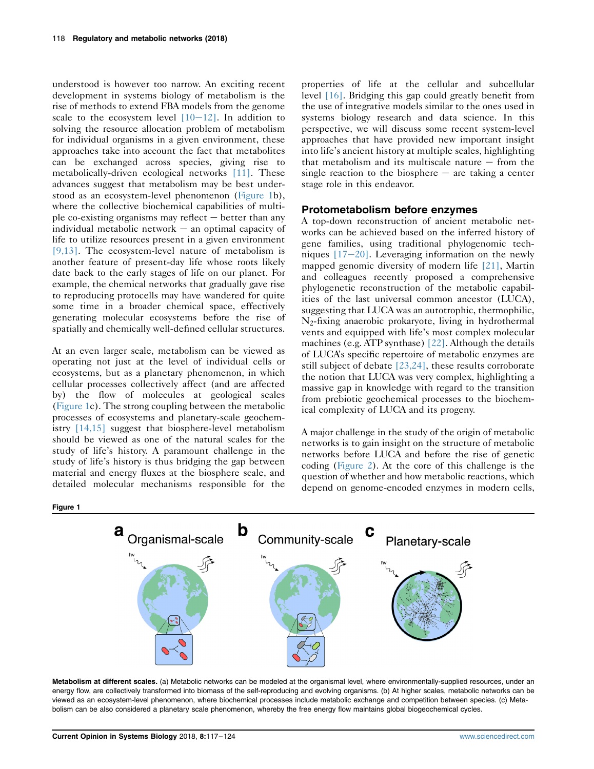understood is however too narrow. An exciting recent development in systems biology of metabolism is the rise of methods to extend FBA models from the genome scale to the ecosystem level [10–12]. In addition to solving the resource allocation problem of metabolism for individual organisms in a given environment, these approaches take into account the fact that metabolites can be exchanged across species, giving rise to metabolically-driven ecological networks [11]. These advances suggest that metabolism may be best understood as an ecosystem-level phenomenon (Figure 1b), where the collective biochemical capabilities of multiple co-existing organisms may reflect – better than any individual metabolic network – an optimal capacity of life to utilize resources present in a given environment [9,13]. The ecosystem-level nature of metabolism is another feature of present-day life whose roots likely date back to the early stages of life on our planet. For example, the chemical networks that gradually gave rise to reproducing protocells may have wandered for quite some time in a broader chemical space, effectively generating molecular ecosystems before the rise of spatially and chemically well-defined cellular structures.

At an even larger scale, metabolism can be viewed as operating not just at the level of individual cells or ecosystems, but as a planetary phenomenon, in which cellular processes collectively affect (and are affected by) the flow of molecules at geological scales (Figure 1c). The strong coupling between the metabolic processes of ecosystems and planetary-scale geochemistry [14,15] suggest that biosphere-level metabolism should be viewed as one of the natural scales for the study of life's history. A paramount challenge in the study of life's history is thus bridging the gap between material and energy fluxes at the biosphere scale, and detailed molecular mechanisms responsible for the properties of life at the cellular and subcellular level [16]. Bridging this gap could greatly benefit from the use of integrative models similar to the ones used in systems biology research and data science. In this perspective, we will discuss some recent system-level approaches that have provided new important insight into life's ancient history at multiple scales, highlighting that metabolism and its multiscale nature – from the single reaction to the biosphere – are taking a center stage role in this endeavor.

## Protometabolism before enzymes

A top-down reconstruction of ancient metabolic networks can be achieved based on the inferred history of gene families, using traditional phylogenomic techniques [17–20]. Leveraging information on the newly mapped genomic diversity of modern life [21], Martin and colleagues recently proposed a comprehensive phylogenetic reconstruction of the metabolic capabilities of the last universal common ancestor (LUCA), suggesting that LUCA was an autotrophic, thermophilic, $N_2$-fixing anaerobic prokaryote, living in hydrothermal vents and equipped with life's most complex molecular machines (e.g. ATP synthase) [22]. Although the details of LUCA's specific repertoire of metabolic enzymes are still subject of debate [23,24], these results corroborate the notion that LUCA was very complex, highlighting a massive gap in knowledge with regard to the transition from prebiotic geochemical processes to the biochemical complexity of LUCA and its progeny.

A major challenge in the study of the origin of metabolic networks is to gain insight on the structure of metabolic networks before LUCA and before the rise of genetic coding (Figure 2). At the core of this challenge is the question of whether and how metabolic reactions, which depend on genome-encoded enzymes in modern cells,

**Figure 1**

**Metabolism at different scales.** (a) Metabolic networks can be modeled at the organismal level, where environmentally-supplied resources, under an energy flow, are collectively transformed into biomass of the self-reproducing and evolving organisms. (b) At higher scales, metabolic networks can be viewed as an ecosystem-level phenomenon, where biochemical processes include metabolic exchange and competition between species. (c) Metabolism can be also considered a planetary scale phenomenon, whereby the free energy flow maintains global biogeochemical cycles.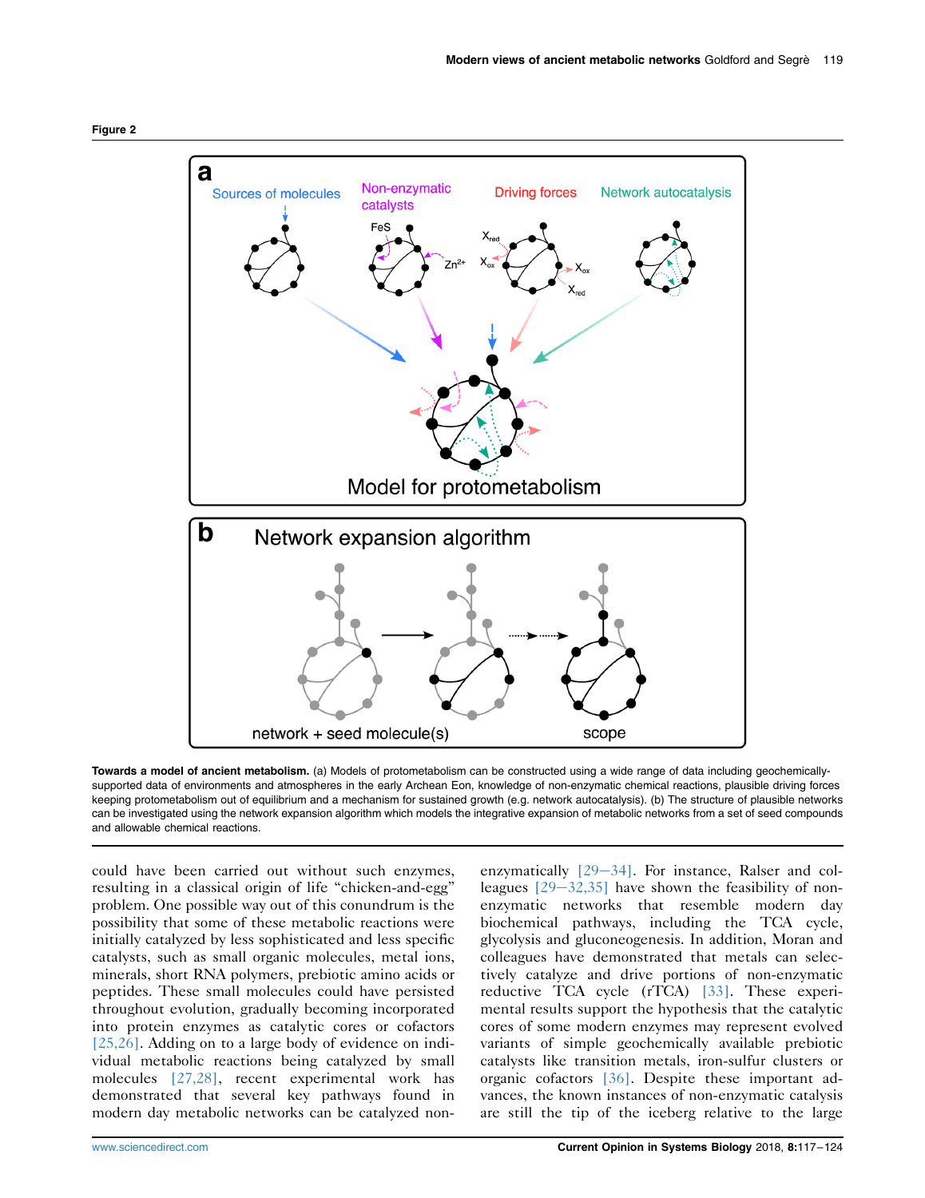Figure 2

**Towards a model of ancient metabolism.** (a) Models of protometabolism can be constructed using a wide range of data including geochemically-supported data of environments and atmospheres in the early Archean Eon, knowledge of non-enzymatic chemical reactions, plausible driving forces keeping protometabolism out of equilibrium and a mechanism for sustained growth (e.g. network autocatalysis). (b) The structure of plausible networks can be investigated using the network expansion algorithm which models the integrative expansion of metabolic networks from a set of seed compounds and allowable chemical reactions.

could have been carried out without such enzymes, resulting in a classical origin of life "chicken-and-egg" problem. One possible way out of this conundrum is the possibility that some of these metabolic reactions were initially catalyzed by less sophisticated and less specific catalysts, such as small organic molecules, metal ions, minerals, short RNA polymers, prebiotic amino acids or peptides. These small molecules could have persisted throughout evolution, gradually becoming incorporated into protein enzymes as catalytic cores or cofactors [25,26]. Adding on to a large body of evidence on individual metabolic reactions being catalyzed by small molecules [27,28], recent experimental work has demonstrated that several key pathways found in modern day metabolic networks can be catalyzed non-enzymatically [29–34]. For instance, Ralser and colleagues [29–32,35] have shown the feasibility of non-enzymatic networks that resemble modern day biochemical pathways, including the TCA cycle, glycolysis and gluconeogenesis. In addition, Moran and colleagues have demonstrated that metals can selectively catalyze and drive portions of non-enzymatic reductive TCA cycle (rTCA) [33]. These experimental results support the hypothesis that the catalytic cores of some modern enzymes may represent evolved variants of simple geochemically available prebiotic catalysts like transition metals, iron-sulfur clusters or organic cofactors [36]. Despite these important advances, the known instances of non-enzymatic catalysis are still the tip of the iceberg relative to the large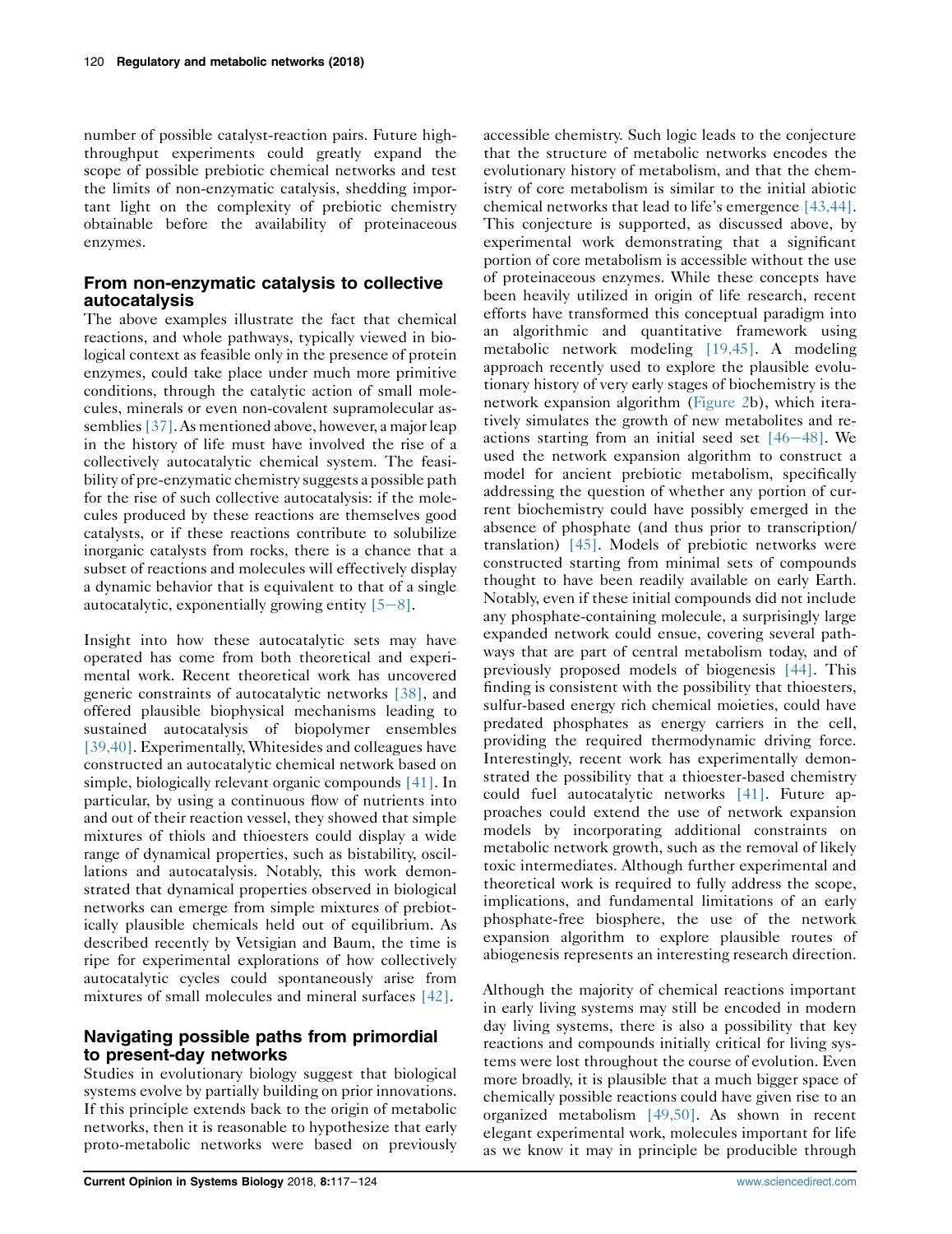number of possible catalyst-reaction pairs. Future high-throughput experiments could greatly expand the scope of possible prebiotic chemical networks and test the limits of non-enzymatic catalysis, shedding important light on the complexity of prebiotic chemistry obtainable before the availability of proteinaceous enzymes.

## From non-enzymatic catalysis to collective autocatalysis

The above examples illustrate the fact that chemical reactions, and whole pathways, typically viewed in biological context as feasible only in the presence of protein enzymes, could take place under much more primitive conditions, through the catalytic action of small molecules, minerals or even non-covalent supramolecular assemblies [37]. As mentioned above, however, a major leap in the history of life must have involved the rise of a collectively autocatalytic chemical system. The feasibility of pre-enzymatic chemistry suggests a possible path for the rise of such collective autocatalysis: if the molecules produced by these reactions are themselves good catalysts, or if these reactions contribute to solubilize inorganic catalysts from rocks, there is a chance that a subset of reactions and molecules will effectively display a dynamic behavior that is equivalent to that of a single autocatalytic, exponentially growing entity [5–8].

Insight into how these autocatalytic sets may have operated has come from both theoretical and experimental work. Recent theoretical work has uncovered generic constraints of autocatalytic networks [38], and offered plausible biophysical mechanisms leading to sustained autocatalysis of biopolymer ensembles [39,40]. Experimentally, Whitesides and colleagues have constructed an autocatalytic chemical network based on simple, biologically relevant organic compounds [41]. In particular, by using a continuous flow of nutrients into and out of their reaction vessel, they showed that simple mixtures of thiols and thioesters could display a wide range of dynamical properties, such as bistability, oscillations and autocatalysis. Notably, this work demonstrated that dynamical properties observed in biological networks can emerge from simple mixtures of prebiotically plausible chemicals held out of equilibrium. As described recently by Vetsigian and Baum, the time is ripe for experimental explorations of how collectively autocatalytic cycles could spontaneously arise from mixtures of small molecules and mineral surfaces [42].

## Navigating possible paths from primordial to present-day networks

Studies in evolutionary biology suggest that biological systems evolve by partially building on prior innovations. If this principle extends back to the origin of metabolic networks, then it is reasonable to hypothesize that early proto-metabolic networks were based on previously accessible chemistry. Such logic leads to the conjecture that the structure of metabolic networks encodes the evolutionary history of metabolism, and that the chemistry of core metabolism is similar to the initial abiotic chemical networks that lead to life's emergence [43,44]. This conjecture is supported, as discussed above, by experimental work demonstrating that a significant portion of core metabolism is accessible without the use of proteinaceous enzymes. While these concepts have been heavily utilized in origin of life research, recent efforts have transformed this conceptual paradigm into an algorithmic and quantitative framework using metabolic network modeling [19,45]. A modeling approach recently used to explore the plausible evolutionary history of very early stages of biochemistry is the network expansion algorithm (Figure 2b), which iteratively simulates the growth of new metabolites and reactions starting from an initial seed set [46–48]. We used the network expansion algorithm to construct a model for ancient prebiotic metabolism, specifically addressing the question of whether any portion of current biochemistry could have possibly emerged in the absence of phosphate (and thus prior to transcription/translation) [45]. Models of prebiotic networks were constructed starting from minimal sets of compounds thought to have been readily available on early Earth. Notably, even if these initial compounds did not include any phosphate-containing molecule, a surprisingly large expanded network could ensue, covering several pathways that are part of central metabolism today, and of previously proposed models of biogenesis [44]. This finding is consistent with the possibility that thioesters, sulfur-based energy rich chemical moieties, could have predated phosphates as energy carriers in the cell, providing the required thermodynamic driving force. Interestingly, recent work has experimentally demonstrated the possibility that a thioester-based chemistry could fuel autocatalytic networks [41]. Future approaches could extend the use of network expansion models by incorporating additional constraints on metabolic network growth, such as the removal of likely toxic intermediates. Although further experimental and theoretical work is required to fully address the scope, implications, and fundamental limitations of an early phosphate-free biosphere, the use of the network expansion algorithm to explore plausible routes of abiogenesis represents an interesting research direction.

Although the majority of chemical reactions important in early living systems may still be encoded in modern day living systems, there is also a possibility that key reactions and compounds initially critical for living systems were lost throughout the course of evolution. Even more broadly, it is plausible that a much bigger space of chemically possible reactions could have given rise to an organized metabolism [49,50]. As shown in recent elegant experimental work, molecules important for life as we know it may in principle be producible through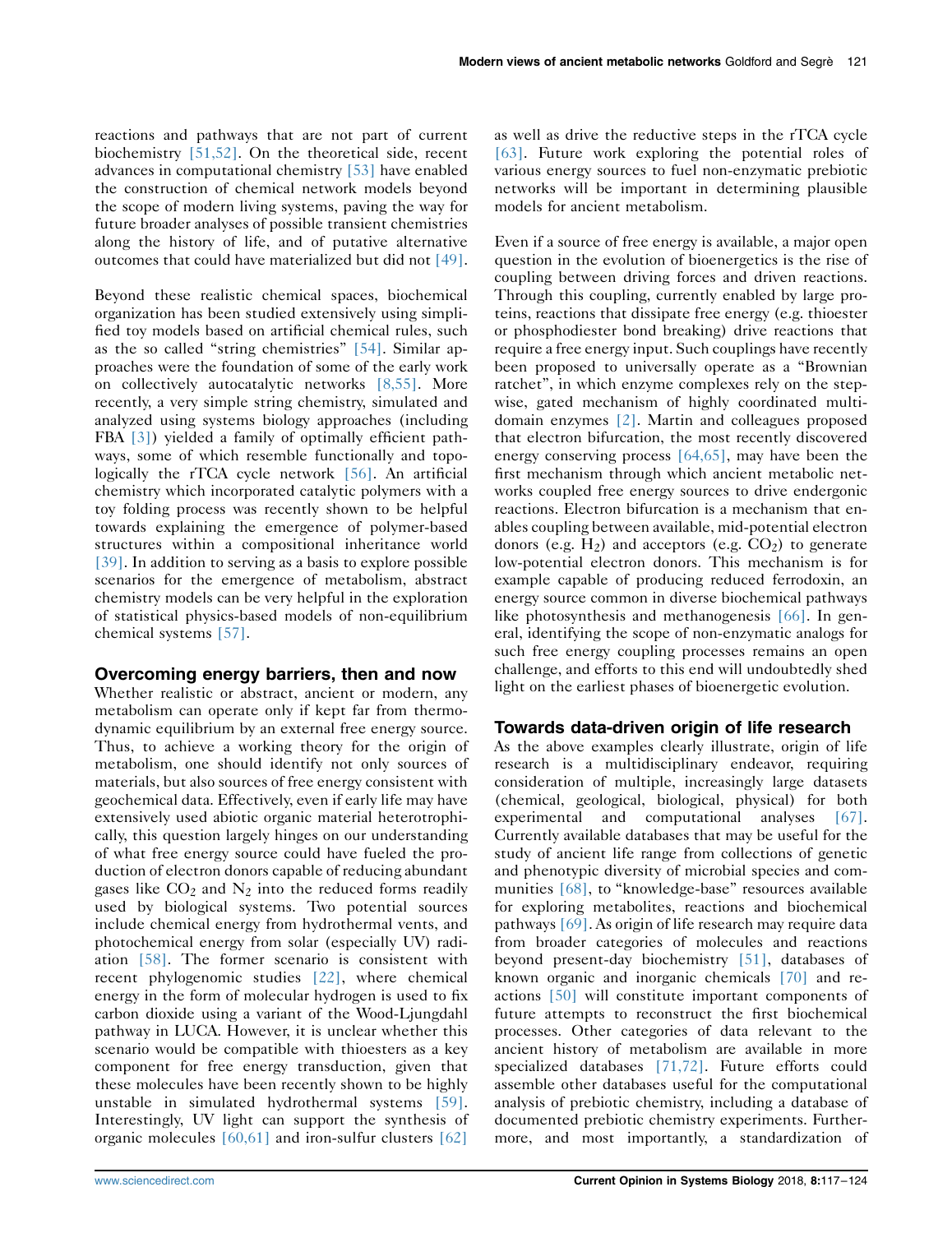reactions and pathways that are not part of current biochemistry [51,52]. On the theoretical side, recent advances in computational chemistry [53] have enabled the construction of chemical network models beyond the scope of modern living systems, paving the way for future broader analyses of possible transient chemistries along the history of life, and of putative alternative outcomes that could have materialized but did not [49].

Beyond these realistic chemical spaces, biochemical organization has been studied extensively using simplified toy models based on artificial chemical rules, such as the so called "string chemistries" [54]. Similar approaches were the foundation of some of the early work on collectively autocatalytic networks [8,55]. More recently, a very simple string chemistry, simulated and analyzed using systems biology approaches (including FBA [3]) yielded a family of optimally efficient pathways, some of which resemble functionally and topologically the rTCA cycle network [56]. An artificial chemistry which incorporated catalytic polymers with a toy folding process was recently shown to be helpful towards explaining the emergence of polymer-based structures within a compositional inheritance world [39]. In addition to serving as a basis to explore possible scenarios for the emergence of metabolism, abstract chemistry models can be very helpful in the exploration of statistical physics-based models of non-equilibrium chemical systems [57].

## Overcoming energy barriers, then and now

Whether realistic or abstract, ancient or modern, any metabolism can operate only if kept far from thermodynamic equilibrium by an external free energy source. Thus, to achieve a working theory for the origin of metabolism, one should identify not only sources of materials, but also sources of free energy consistent with geochemical data. Effectively, even if early life may have extensively used abiotic organic material heterotrophically, this question largely hinges on our understanding of what free energy source could have fueled the production of electron donors capable of reducing abundant gases like $CO_2$ and $N_2$ into the reduced forms readily used by biological systems. Two potential sources include chemical energy from hydrothermal vents, and photochemical energy from solar (especially UV) radiation [58]. The former scenario is consistent with recent phylogenomic studies [22], where chemical energy in the form of molecular hydrogen is used to fix carbon dioxide using a variant of the Wood-Ljungdahl pathway in LUCA. However, it is unclear whether this scenario would be compatible with thioesters as a key component for free energy transduction, given that these molecules have been recently shown to be highly unstable in simulated hydrothermal systems [59]. Interestingly, UV light can support the synthesis of organic molecules [60,61] and iron-sulfur clusters [62] as well as drive the reductive steps in the rTCA cycle [63]. Future work exploring the potential roles of various energy sources to fuel non-enzymatic prebiotic networks will be important in determining plausible models for ancient metabolism.

Even if a source of free energy is available, a major open question in the evolution of bioenergetics is the rise of coupling between driving forces and driven reactions. Through this coupling, currently enabled by large proteins, reactions that dissipate free energy (e.g. thioester or phosphodiester bond breaking) drive reactions that require a free energy input. Such couplings have recently been proposed to universally operate as a "Brownian ratchet", in which enzyme complexes rely on the stepwise, gated mechanism of highly coordinated multi-domain enzymes [2]. Martin and colleagues proposed that electron bifurcation, the most recently discovered energy conserving process [64,65], may have been the first mechanism through which ancient metabolic networks coupled free energy sources to drive endergonic reactions. Electron bifurcation is a mechanism that enables coupling between available, mid-potential electron donors (e.g. $H_2$) and acceptors (e.g. $CO_2$) to generate low-potential electron donors. This mechanism is for example capable of producing reduced ferrodoxin, an energy source common in diverse biochemical pathways like photosynthesis and methanogenesis [66]. In general, identifying the scope of non-enzymatic analogs for such free energy coupling processes remains an open challenge, and efforts to this end will undoubtedly shed light on the earliest phases of bioenergetic evolution.

## Towards data-driven origin of life research

As the above examples clearly illustrate, origin of life research is a multidisciplinary endeavor, requiring consideration of multiple, increasingly large datasets (chemical, geological, biological, physical) for both experimental and computational analyses [67]. Currently available databases that may be useful for the study of ancient life range from collections of genetic and phenotypic diversity of microbial species and communities [68], to "knowledge-base" resources available for exploring metabolites, reactions and biochemical pathways [69]. As origin of life research may require data from broader categories of molecules and reactions beyond present-day biochemistry [51], databases of known organic and inorganic chemicals [70] and reactions [50] will constitute important components of future attempts to reconstruct the first biochemical processes. Other categories of data relevant to the ancient history of metabolism are available in more specialized databases [71,72]. Future efforts could assemble other databases useful for the computational analysis of prebiotic chemistry, including a database of documented prebiotic chemistry experiments. Furthermore, and most importantly, a standardization of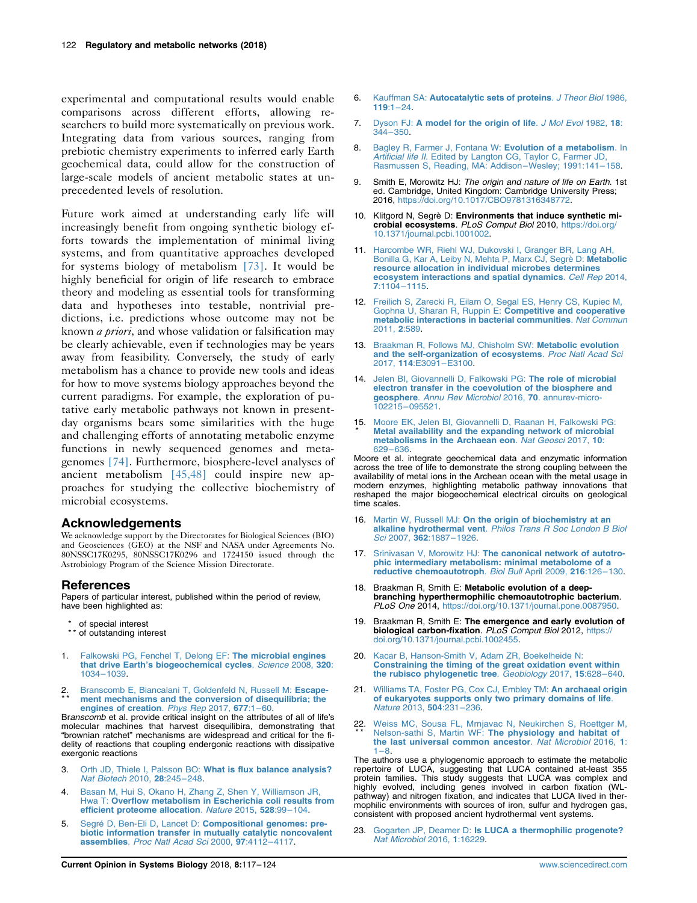experimental and computational results would enable comparisons across different efforts, allowing researchers to build more systematically on previous work. Integrating data from various sources, ranging from prebiotic chemistry experiments to inferred early Earth geochemical data, could allow for the construction of large-scale models of ancient metabolic states at unprecedented levels of resolution.

Future work aimed at understanding early life will increasingly benefit from ongoing synthetic biology efforts towards the implementation of minimal living systems, and from quantitative approaches developed for systems biology of metabolism [73]. It would be highly beneficial for origin of life research to embrace theory and modeling as essential tools for transforming data and hypotheses into testable, nontrivial predictions, i.e. predictions whose outcome may not be known *a priori*, and whose validation or falsification may be clearly achievable, even if technologies may be years away from feasibility. Conversely, the study of early metabolism has a chance to provide new tools and ideas for how to move systems biology approaches beyond the current paradigms. For example, the exploration of putative early metabolic pathways not known in present-day organisms bears some similarities with the huge and challenging efforts of annotating metabolic enzyme functions in newly sequenced genomes and metagenomes [74]. Furthermore, biosphere-level analyses of ancient metabolism [45,48] could inspire new approaches for studying the collective biochemistry of microbial ecosystems.

## Acknowledgements

We acknowledge support by the Directorates for Biological Sciences (BIO) and Geosciences (GEO) at the NSF and NASA under Agreements No. 80NSSC17K0295, 80NSSC17K0296 and 1724150 issued through the Astrobiology Program of the Science Mission Directorate.

## References

Papers of particular interest, published within the period of review, have been highlighted as:

\* of special interest
\*\* of outstanding interest

1. Falkowski PG, Fenchel T, Delong EF: **The microbial engines that drive Earth's biogeochemical cycles**. *Science* 2008, **320**:1034–1039.

2. \*\* Branscomb E, Biancalani T, Goldenfeld N, Russell M: **Escapement mechanisms and the conversion of disequilibria; the engines of creation**. *Phys Rep* 2017, **677**:1–60.
Branscomb et al. provide critical insight on the attributes of all of life's molecular machines that harvest disequilibira, demonstrating that "brownian ratchet" mechanisms are widespread and critical for the fidelity of reactions that coupling endergonic reactions with dissipative exergonic reactions

3. Orth JD, Thiele I, Palsson BO: **What is flux balance analysis?** *Nat Biotech* 2010, **28**:245–248.

4. Basan M, Hui S, Okano H, Zhang Z, Shen Y, Williamson JR, Hwa T: **Overflow metabolism in Escherichia coli results from efficient proteome allocation**. *Nature* 2015, **528**:99–104.

5. Segré D, Ben-Eli D, Lancet D: **Compositional genomes: prebiotic information transfer in mutually catalytic noncovalent assemblies**. *Proc Natl Acad Sci* 2000, **97**:4112–4117.

6. Kauffman SA: **Autocatalytic sets of proteins**. *J Theor Biol* 1986, **119**:1–24.

7. Dyson FJ: **A model for the origin of life**. *J Mol Evol* 1982, **18**:344–350.

8. Bagley R, Farmer J, Fontana W: **Evolution of a metabolism**. In *Artificial life II*. Edited by Langton CG, Taylor C, Farmer JD, Rasmussen S, Reading, MA: Addison–Wesley; 1991:141–158.

9. Smith E, Morowitz HJ: *The origin and nature of life on Earth*. 1st ed. Cambridge, United Kingdom: Cambridge University Press; 2016, https://doi.org/10.1017/CBO9781316348772.

10. Klitgord N, Segrè D: **Environments that induce synthetic microbial ecosystems**. *PLoS Comput Biol* 2010, https://doi.org/10.1371/journal.pcbi.1001002.

11. Harcombe WR, Riehl WJ, Dukovski I, Granger BR, Lang AH, Bonilla G, Kar A, Leiby N, Mehta P, Marx CJ, Segrè D: **Metabolic resource allocation in individual microbes determines ecosystem interactions and spatial dynamics**. *Cell Rep* 2014, **7**:1104–1115.

12. Freilich S, Zarecki R, Eilam O, Segal ES, Henry CS, Kupiec M, Gophna U, Sharan R, Ruppin E: **Competitive and cooperative metabolic interactions in bacterial communities**. *Nat Commun* 2011, **2**:589.

13. Braakman R, Follows MJ, Chisholm SW: **Metabolic evolution and the self-organization of ecosystems**. *Proc Natl Acad Sci* 2017, **114**:E3091–E3100.

14. Jelen BI, Giovannelli D, Falkowski PG: **The role of microbial electron transfer in the coevolution of the biosphere and geosphere**. *Annu Rev Microbiol* 2016, **70**. annurev-micro-102215–095521.

15. \* Moore EK, Jelen BI, Giovannelli D, Raanan H, Falkowski PG: **Metal availability and the expanding network of microbial metabolisms in the Archaean eon**. *Nat Geosci* 2017, **10**:629–636.
Moore et al. integrate geochemical data and enzymatic information across the tree of life to demonstrate the strong coupling between the availability of metal ions in the Archean ocean with the metal usage in modern enzymes, highlighting metabolic pathway innovations that reshaped the major biogeochemical electrical circuits on geological time scales.

16. Martin W, Russell MJ: **On the origin of biochemistry at an alkaline hydrothermal vent**. *Philos Trans R Soc London B Biol Sci* 2007, **362**:1887–1926.

17. Srinivasan V, Morowitz HJ: **The canonical network of autotrophic intermediary metabolism: minimal metabolome of a reductive chemoautotroph**. *Biol Bull* April 2009, **216**:126–130.

18. Braakman R, Smith E: **Metabolic evolution of a deep-branching hyperthermophilic chemoautotrophic bacterium**. *PLoS One* 2014, https://doi.org/10.1371/journal.pone.0087950.

19. Braakman R, Smith E: **The emergence and early evolution of biological carbon-fixation**. *PLoS Comput Biol* 2012, https://doi.org/10.1371/journal.pcbi.1002455.

20. Kacar B, Hanson-Smith V, Adam ZR, Boekelheide N: **Constraining the timing of the great oxidation event within the rubisco phylogenetic tree**. *Geobiology* 2017, **15**:628–640.

21. Williams TA, Foster PG, Cox CJ, Embley TM: **An archaeal origin of eukaryotes supports only two primary domains of life**. *Nature* 2013, **504**:231–236.

22. \*\* Weiss MC, Sousa FL, Mrnjavac N, Neukirchen S, Roettger M, Nelson-sathi S, Martin WF: **The physiology and habitat of the last universal common ancestor**. *Nat Microbiol* 2016, **1**:1–8.
The authors use a phylogenomic approach to estimate the metabolic repertoire of LUCA, suggesting that LUCA contained at-least 355 protein families. This study suggests that LUCA was complex and highly evolved, including genes involved in carbon fixation (WL-pathway) and nitrogen fixation, and indicates that LUCA lived in thermophilic environments with sources of iron, sulfur and hydrogen gas, consistent with proposed ancient hydrothermal vent systems.

23. Gogarten JP, Deamer D: **Is LUCA a thermophilic progenote?** *Nat Microbiol* 2016, **1**:16229.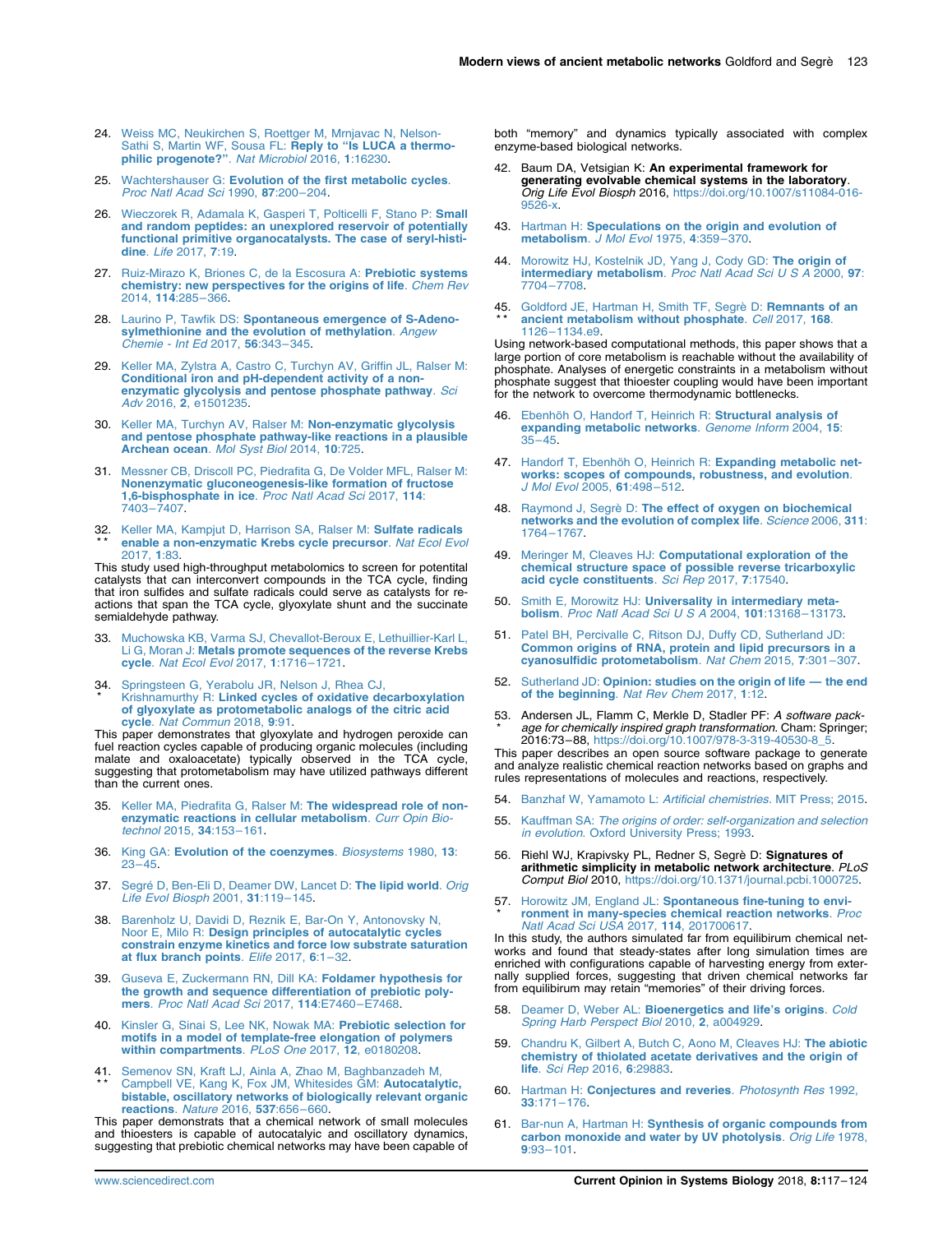24. Weiss MC, Neukirchen S, Roettger M, Mrnjavac N, Nelson-Sathi S, Martin WF, Sousa FL: **Reply to "Is LUCA a thermophilic progenote?"**. *Nat Microbiol* 2016, **1**:16230.

25. Wachtershauser G: **Evolution of the first metabolic cycles**. *Proc Natl Acad Sci* 1990, **87**:200–204.

26. Wieczorek R, Adamala K, Gasperi T, Polticelli F, Stano P: **Small and random peptides: an unexplored reservoir of potentially functional primitive organocatalysts. The case of seryl-histidine**. *Life* 2017, **7**:19.

27. Ruiz-Mirazo K, Briones C, de la Escosura A: **Prebiotic systems chemistry: new perspectives for the origins of life**. *Chem Rev* 2014, **114**:285–366.

28. Laurino P, Tawfik DS: **Spontaneous emergence of S-Adenosylmethionine and the evolution of methylation**. *Angew Chemie - Int Ed* 2017, **56**:343–345.

29. Keller MA, Zylstra A, Castro C, Turchyn AV, Griffin JL, Ralser M: **Conditional iron and pH-dependent activity of a non-enzymatic glycolysis and pentose phosphate pathway**. *Sci Adv* 2016, **2**, e1501235.

30. Keller MA, Turchyn AV, Ralser M: **Non-enzymatic glycolysis and pentose phosphate pathway-like reactions in a plausible Archean ocean**. *Mol Syst Biol* 2014, **10**:725.

31. Messner CB, Driscoll PC, Piedrafita G, De Volder MFL, Ralser M: **Nonenzymatic gluconeogenesis-like formation of fructose 1,6-bisphosphate in ice**. *Proc Natl Acad Sci* 2017, **114**: 7403–7407.

32. \*\* Keller MA, Kampjut D, Harrison SA, Ralser M: **Sulfate radicals enable a non-enzymatic Krebs cycle precursor**. *Nat Ecol Evol* 2017, **1**:83.

This study used high-throughput metabolomics to screen for potentital catalysts that can interconvert compounds in the TCA cycle, finding that iron sulfides and sulfate radicals could serve as catalysts for reactions that span the TCA cycle, glyoxylate shunt and the succinate semialdehyde pathway.

33. Muchowska KB, Varma SJ, Chevallot-Beroux E, Lethuillier-Karl L, Li G, Moran J: **Metals promote sequences of the reverse Krebs cycle**. *Nat Ecol Evol* 2017, **1**:1716–1721.

34. \* Springsteen G, Yerabolu JR, Nelson J, Rhea CJ, Krishnamurthy R: **Linked cycles of oxidative decarboxylation of glyoxylate as protometabolic analogs of the citric acid cycle**. *Nat Commun* 2018, **9**:91.

This paper demonstrates that glyoxylate and hydrogen peroxide can fuel reaction cycles capable of producing organic molecules (including malate and oxaloacetate) typically observed in the TCA cycle, suggesting that protometabolism may have utilized pathways different than the current ones.

35. Keller MA, Piedrafita G, Ralser M: **The widespread role of non-enzymatic reactions in cellular metabolism**. *Curr Opin Biotechnol* 2015, **34**:153–161.

36. King GA: **Evolution of the coenzymes**. *Biosystems* 1980, **13**: 23–45.

37. Segré D, Ben-Eli D, Deamer DW, Lancet D: **The lipid world**. *Orig Life Evol Biosph* 2001, **31**:119–145.

38. Barenholz U, Davidi D, Reznik E, Bar-On Y, Antonovsky N, Noor E, Milo R: **Design principles of autocatalytic cycles constrain enzyme kinetics and force low substrate saturation at flux branch points**. *Elife* 2017, **6**:1–32.

39. Guseva E, Zuckermann RN, Dill KA: **Foldamer hypothesis for the growth and sequence differentiation of prebiotic polymers**. *Proc Natl Acad Sci* 2017, **114**:E7460–E7468.

40. Kinsler G, Sinai S, Lee NK, Nowak MA: **Prebiotic selection for motifs in a model of template-free elongation of polymers within compartments**. *PLoS One* 2017, **12**, e0180208.

41. \*\* Semenov SN, Kraft LJ, Ainla A, Zhao M, Baghbanzadeh M, Campbell VE, Kang K, Fox JM, Whitesides GM: **Autocatalytic, bistable, oscillatory networks of biologically relevant organic reactions**. *Nature* 2016, **537**:656–660.

This paper demonstrates that a chemical network of small molecules and thioesters is capable of autocatalytic and oscillatory dynamics, suggesting that prebiotic chemical networks may have been capable of both "memory" and dynamics typically associated with complex enzyme-based biological networks.

42. Baum DA, Vetsigian K: **An experimental framework for generating evolvable chemical systems in the laboratory**. *Orig Life Evol Biosph* 2016, https://doi.org/10.1007/s11084-016-9526-x.

43. Hartman H: **Speculations on the origin and evolution of metabolism**. *J Mol Evol* 1975, **4**:359–370.

44. Morowitz HJ, Kostelnik JD, Yang J, Cody GD: **The origin of intermediary metabolism**. *Proc Natl Acad Sci U S A* 2000, **97**: 7704–7708.

45. \*\* Goldford JE, Hartman H, Smith TF, Segrè D: **Remnants of an ancient metabolism without phosphate**. *Cell* 2017, **168**. 1126–1134.e9.

Using network-based computational methods, this paper shows that a large portion of core metabolism is reachable without the availability of phosphate. Analyses of energetic constraints in a metabolism without phosphate suggest that thioester coupling would have been important for the network to overcome thermodynamic bottlenecks.

46. Ebenhöh O, Handorf T, Heinrich R: **Structural analysis of expanding metabolic networks**. *Genome Inform* 2004, **15**: 35–45.

47. Handorf T, Ebenhöh O, Heinrich R: **Expanding metabolic networks: scopes of compounds, robustness, and evolution**. *J Mol Evol* 2005, **61**:498–512.

48. Raymond J, Segrè D: **The effect of oxygen on biochemical networks and the evolution of complex life**. *Science* 2006, **311**: 1764–1767.

49. Meringer M, Cleaves HJ: **Computational exploration of the chemical structure space of possible reverse tricarboxylic acid cycle constituents**. *Sci Rep* 2017, **7**:17540.

50. Smith E, Morowitz HJ: **Universality in intermediary metabolism**. *Proc Natl Acad Sci U S A* 2004, **101**:13168–13173.

51. Patel BH, Percivalle C, Ritson DJ, Duffy CD, Sutherland JD: **Common origins of RNA, protein and lipid precursors in a cyanosulfidic protometabolism**. *Nat Chem* 2015, **7**:301–307.

52. Sutherland JD: **Opinion: studies on the origin of life — the end of the beginning**. *Nat Rev Chem* 2017, **1**:12.

53. \* Andersen JL, Flamm C, Merkle D, Stadler PF: *A software package for chemically inspired graph transformation*. Cham: Springer; 2016:73–88, https://doi.org/10.1007/978-3-319-40530-8_5.

This paper describes an open source software package to generate and analyze realistic chemical reaction networks based on graphs and rules representations of molecules and reactions, respectively.

54. Banzhaf W, Yamamoto L: *Artificial chemistries*. MIT Press; 2015.

55. Kauffman SA: *The origins of order: self-organization and selection in evolution*. Oxford University Press; 1993.

56. Riehl WJ, Krapivsky PL, Redner S, Segrè D: **Signatures of arithmetic simplicity in metabolic network architecture**. *PLoS Comput Biol* 2010, https://doi.org/10.1371/journal.pcbi.1000725.

57. \* Horowitz JM, England JL: **Spontaneous fine-tuning to environment in many-species chemical reaction networks**. *Proc Natl Acad Sci USA* 2017, **114**, 201700617.

In this study, the authors simulated far from equilibrium chemical networks and found that steady-states after long simulation times are enriched with configurations capable of harvesting energy from externally supplied forces, suggesting that driven chemical networks far from equilibirum may retain "memories" of their driving forces.

58. Deamer D, Weber AL: **Bioenergetics and life's origins**. *Cold Spring Harb Perspect Biol* 2010, **2**, a004929.

59. Chandru K, Gilbert A, Butch C, Aono M, Cleaves HJ: **The abiotic chemistry of thiolated acetate derivatives and the origin of life**. *Sci Rep* 2016, **6**:29883.

60. Hartman H: **Conjectures and reveries**. *Photosynth Res* 1992, **33**:171–176.

61. Bar-nun A, Hartman H: **Synthesis of organic compounds from carbon monoxide and water by UV photolysis**. *Orig Life* 1978, **9**:93–101.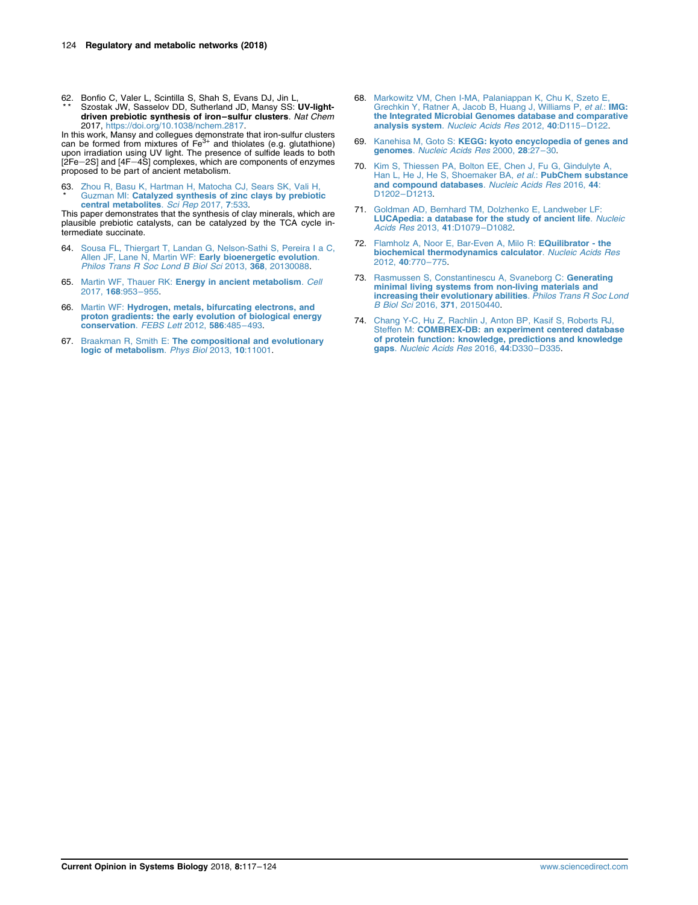62. Bonfio C, Valer L, Scintilla S, Shah S, Evans DJ, Jin L,
** Szostak JW, Sasselov DD, Sutherland JD, Mansy SS: **UV-light-driven prebiotic synthesis of iron−sulfur clusters**. *Nat Chem* 2017, https://doi.org/10.1038/nchem.2817.
In this work, Mansy and collegues demonstrate that iron-sulfur clusters can be formed from mixtures of $Fe^{3+}$ and thiolates (e.g. glutathione) upon irradiation using UV light. The presence of sulfide leads to both [2Fe−2S] and [4F−4S] complexes, which are components of enzymes proposed to be part of ancient metabolism.

63. Zhou R, Basu K, Hartman H, Matocha CJ, Sears SK, Vali H,
* Guzman MI: **Catalyzed synthesis of zinc clays by prebiotic central metabolites**. *Sci Rep* 2017, **7**:533.
This paper demonstrates that the synthesis of clay minerals, which are plausible prebiotic catalysts, can be catalyzed by the TCA cycle intermediate succinate.

64. Sousa FL, Thiergart T, Landan G, Nelson-Sathi S, Pereira I a C, Allen JF, Lane N, Martin WF: **Early bioenergetic evolution**. *Philos Trans R Soc Lond B Biol Sci* 2013, **368**, 20130088.

65. Martin WF, Thauer RK: **Energy in ancient metabolism**. *Cell* 2017, **168**:953–955.

66. Martin WF: **Hydrogen, metals, bifurcating electrons, and proton gradients: the early evolution of biological energy conservation**. *FEBS Lett* 2012, **586**:485–493.

67. Braakman R, Smith E: **The compositional and evolutionary logic of metabolism**. *Phys Biol* 2013, **10**:11001.

68. Markowitz VM, Chen I-MA, Palaniappan K, Chu K, Szeto E, Grechkin Y, Ratner A, Jacob B, Huang J, Williams P, *et al.*: **IMG: the Integrated Microbial Genomes database and comparative analysis system**. *Nucleic Acids Res* 2012, **40**:D115–D122.

69. Kanehisa M, Goto S: **KEGG: kyoto encyclopedia of genes and genomes**. *Nucleic Acids Res* 2000, **28**:27–30.

70. Kim S, Thiessen PA, Bolton EE, Chen J, Fu G, Gindulyte A, Han L, He J, He S, Shoemaker BA, *et al.*: **PubChem substance and compound databases**. *Nucleic Acids Res* 2016, **44**: D1202–D1213.

71. Goldman AD, Bernhard TM, Dolzhenko E, Landweber LF: **LUCApedia: a database for the study of ancient life**. *Nucleic Acids Res* 2013, **41**:D1079–D1082.

72. Flamholz A, Noor E, Bar-Even A, Milo R: **EQuilibrator - the biochemical thermodynamics calculator**. *Nucleic Acids Res* 2012, **40**:770–775.

73. Rasmussen S, Constantinescu A, Svaneborg C: **Generating minimal living systems from non-living materials and increasing their evolutionary abilities**. *Philos Trans R Soc Lond B Biol Sci* 2016, **371**, 20150440.

74. Chang Y-C, Hu Z, Rachlin J, Anton BP, Kasif S, Roberts RJ, Steffen M: **COMBREX-DB: an experiment centered database of protein function: knowledge, predictions and knowledge gaps**. *Nucleic Acids Res* 2016, **44**:D330–D335.